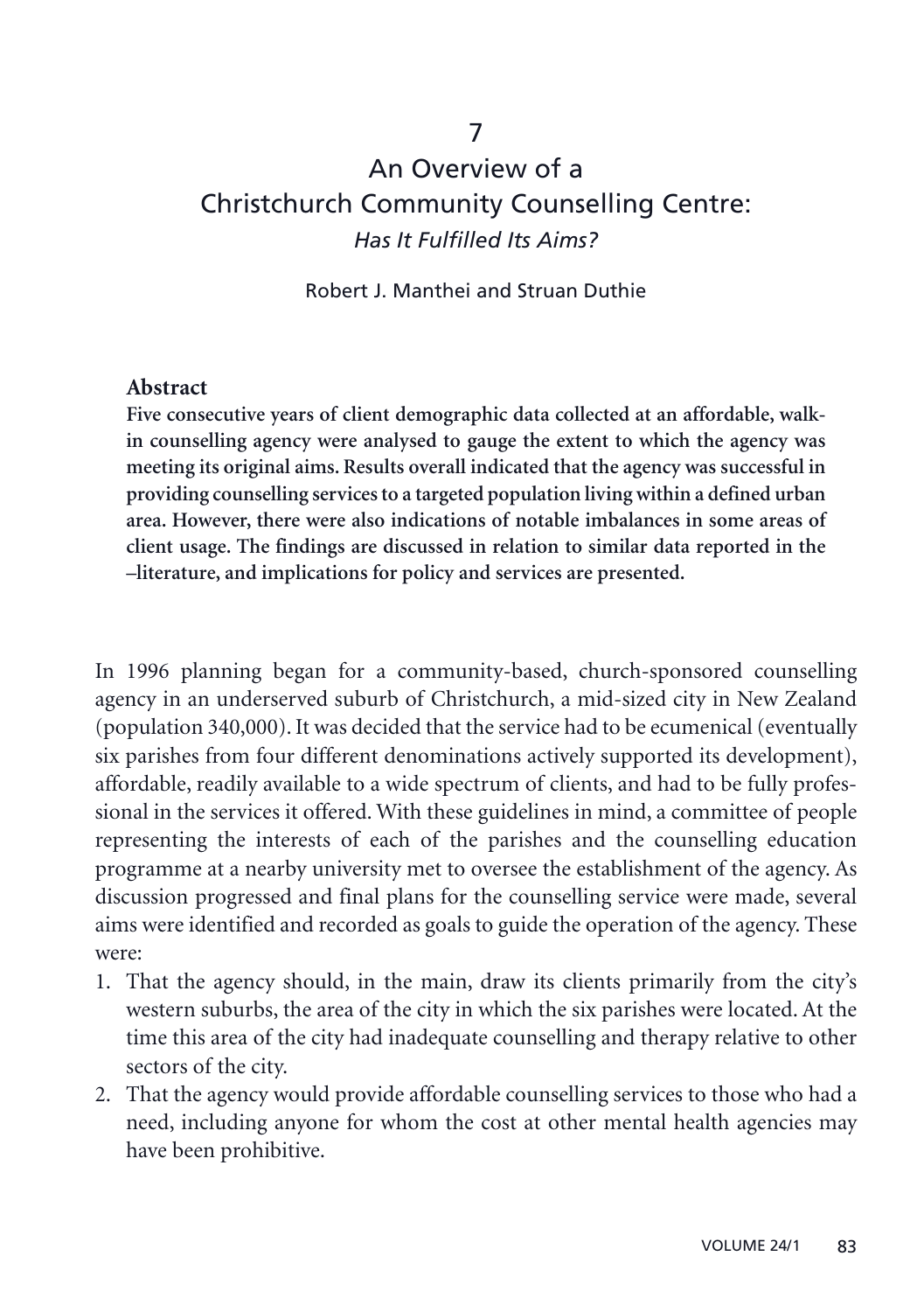# 7

# An Overview of a Christchurch Community Counselling Centre: *Has It Fulfilled Its Aims?*

Robert J. Manthei and Struan Duthie

**Abstract**

**Five consecutive years of client demographic data collected at an affordable, walk-in counselling agency were analysed to gauge the extent to which the agency was meeting its original aims. Results overall indicated that the agency was successful in providing counselling services to a targeted population living within a defined urban area. However, there were also indications of notable imbalances in some areas of client usage. The findings are discussed in relation to similar data reported in the –literature, and implications for policy and services are presented.**

In 1996 planning began for a community-based, church-sponsored counselling agency in an underserved suburb of Christchurch, a mid-sized city in New Zealand (population 340,000). It was decided that the service had to be ecumenical (eventually six parishes from four different denominations actively supported its development), affordable, readily available to a wide spectrum of clients, and had to be fully professional in the services it offered. With these guidelines in mind, a committee of people representing the interests of each of the parishes and the counselling education programme at a nearby university met to oversee the establishment of the agency. As discussion progressed and final plans for the counselling service were made, several aims were identified and recorded as goals to guide the operation of the agency. These were:

1. That the agency should, in the main, draw its clients primarily from the city's western suburbs, the area of the city in which the six parishes were located. At the time this area of the city had inadequate counselling and therapy relative to other sectors of the city.
2. That the agency would provide affordable counselling services to those who had a need, including anyone for whom the cost at other mental health agencies may have been prohibitive.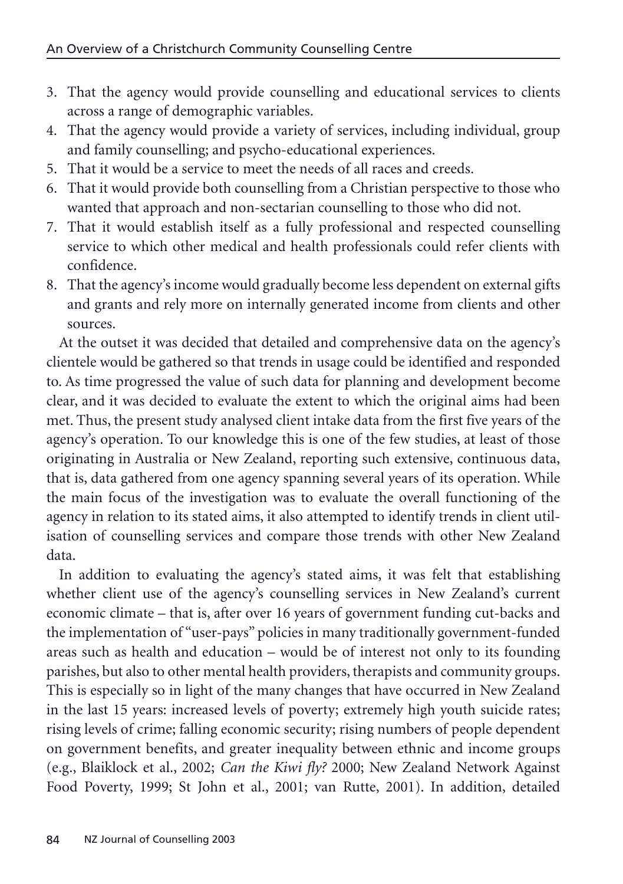3. That the agency would provide counselling and educational services to clients across a range of demographic variables.
4. That the agency would provide a variety of services, including individual, group and family counselling; and psycho-educational experiences.
5. That it would be a service to meet the needs of all races and creeds.
6. That it would provide both counselling from a Christian perspective to those who wanted that approach and non-sectarian counselling to those who did not.
7. That it would establish itself as a fully professional and respected counselling service to which other medical and health professionals could refer clients with confidence.
8. That the agency's income would gradually become less dependent on external gifts and grants and rely more on internally generated income from clients and other sources.

At the outset it was decided that detailed and comprehensive data on the agency's clientele would be gathered so that trends in usage could be identified and responded to. As time progressed the value of such data for planning and development become clear, and it was decided to evaluate the extent to which the original aims had been met. Thus, the present study analysed client intake data from the first five years of the agency's operation. To our knowledge this is one of the few studies, at least of those originating in Australia or New Zealand, reporting such extensive, continuous data, that is, data gathered from one agency spanning several years of its operation. While the main focus of the investigation was to evaluate the overall functioning of the agency in relation to its stated aims, it also attempted to identify trends in client utilisation of counselling services and compare those trends with other New Zealand data.

In addition to evaluating the agency's stated aims, it was felt that establishing whether client use of the agency's counselling services in New Zealand's current economic climate – that is, after over 16 years of government funding cut-backs and the implementation of "user-pays" policies in many traditionally government-funded areas such as health and education – would be of interest not only to its founding parishes, but also to other mental health providers, therapists and community groups. This is especially so in light of the many changes that have occurred in New Zealand in the last 15 years: increased levels of poverty; extremely high youth suicide rates; rising levels of crime; falling economic security; rising numbers of people dependent on government benefits, and greater inequality between ethnic and income groups (e.g., Blaiklock et al., 2002; *Can the Kiwi fly?* 2000; New Zealand Network Against Food Poverty, 1999; St John et al., 2001; van Rutte, 2001). In addition, detailed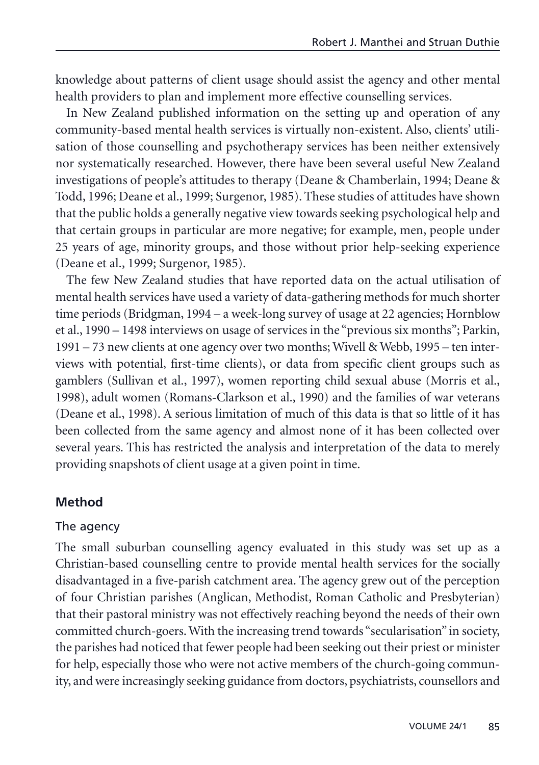knowledge about patterns of client usage should assist the agency and other mental health providers to plan and implement more effective counselling services.

In New Zealand published information on the setting up and operation of any community-based mental health services is virtually non-existent. Also, clients' utilisation of those counselling and psychotherapy services has been neither extensively nor systematically researched. However, there have been several useful New Zealand investigations of people's attitudes to therapy (Deane & Chamberlain, 1994; Deane & Todd, 1996; Deane et al., 1999; Surgenor, 1985). These studies of attitudes have shown that the public holds a generally negative view towards seeking psychological help and that certain groups in particular are more negative; for example, men, people under 25 years of age, minority groups, and those without prior help-seeking experience (Deane et al., 1999; Surgenor, 1985).

The few New Zealand studies that have reported data on the actual utilisation of mental health services have used a variety of data-gathering methods for much shorter time periods (Bridgman, 1994 – a week-long survey of usage at 22 agencies; Hornblow et al., 1990 – 1498 interviews on usage of services in the "previous six months"; Parkin, 1991 – 73 new clients at one agency over two months; Wivell & Webb, 1995 – ten interviews with potential, first-time clients), or data from specific client groups such as gamblers (Sullivan et al., 1997), women reporting child sexual abuse (Morris et al., 1998), adult women (Romans-Clarkson et al., 1990) and the families of war veterans (Deane et al., 1998). A serious limitation of much of this data is that so little of it has been collected from the same agency and almost none of it has been collected over several years. This has restricted the analysis and interpretation of the data to merely providing snapshots of client usage at a given point in time.

## Method

### The agency

The small suburban counselling agency evaluated in this study was set up as a Christian-based counselling centre to provide mental health services for the socially disadvantaged in a five-parish catchment area. The agency grew out of the perception of four Christian parishes (Anglican, Methodist, Roman Catholic and Presbyterian) that their pastoral ministry was not effectively reaching beyond the needs of their own committed church-goers. With the increasing trend towards "secularisation" in society, the parishes had noticed that fewer people had been seeking out their priest or minister for help, especially those who were not active members of the church-going community, and were increasingly seeking guidance from doctors, psychiatrists, counsellors and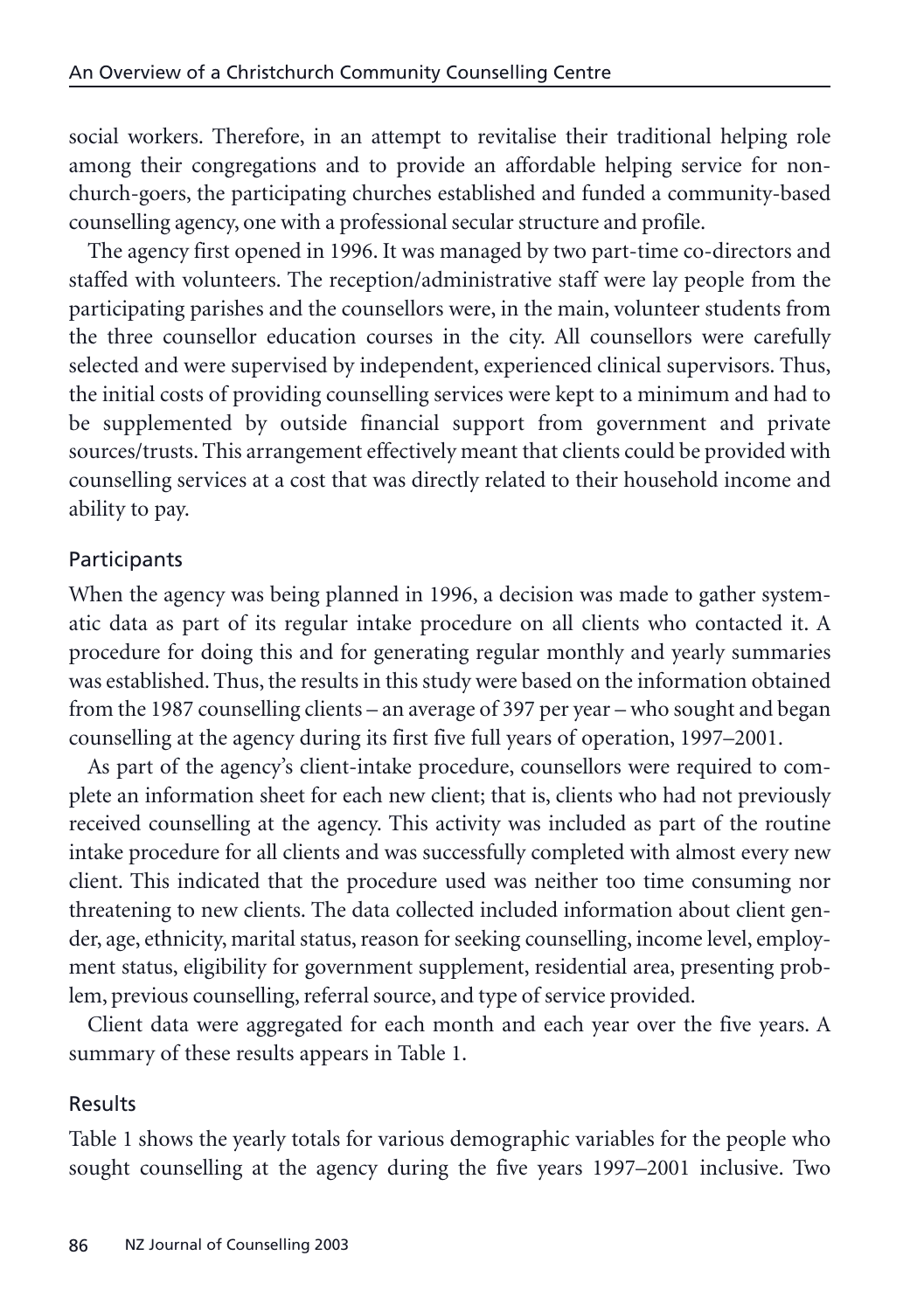social workers. Therefore, in an attempt to revitalise their traditional helping role among their congregations and to provide an affordable helping service for non-church-goers, the participating churches established and funded a community-based counselling agency, one with a professional secular structure and profile.

The agency first opened in 1996. It was managed by two part-time co-directors and staffed with volunteers. The reception/administrative staff were lay people from the participating parishes and the counsellors were, in the main, volunteer students from the three counsellor education courses in the city. All counsellors were carefully selected and were supervised by independent, experienced clinical supervisors. Thus, the initial costs of providing counselling services were kept to a minimum and had to be supplemented by outside financial support from government and private sources/trusts. This arrangement effectively meant that clients could be provided with counselling services at a cost that was directly related to their household income and ability to pay.

## Participants

When the agency was being planned in 1996, a decision was made to gather systematic data as part of its regular intake procedure on all clients who contacted it. A procedure for doing this and for generating regular monthly and yearly summaries was established. Thus, the results in this study were based on the information obtained from the 1987 counselling clients – an average of 397 per year – who sought and began counselling at the agency during its first five full years of operation, 1997–2001.

As part of the agency's client-intake procedure, counsellors were required to complete an information sheet for each new client; that is, clients who had not previously received counselling at the agency. This activity was included as part of the routine intake procedure for all clients and was successfully completed with almost every new client. This indicated that the procedure used was neither too time consuming nor threatening to new clients. The data collected included information about client gender, age, ethnicity, marital status, reason for seeking counselling, income level, employment status, eligibility for government supplement, residential area, presenting problem, previous counselling, referral source, and type of service provided.

Client data were aggregated for each month and each year over the five years. A summary of these results appears in Table 1.

## Results

Table 1 shows the yearly totals for various demographic variables for the people who sought counselling at the agency during the five years 1997–2001 inclusive. Two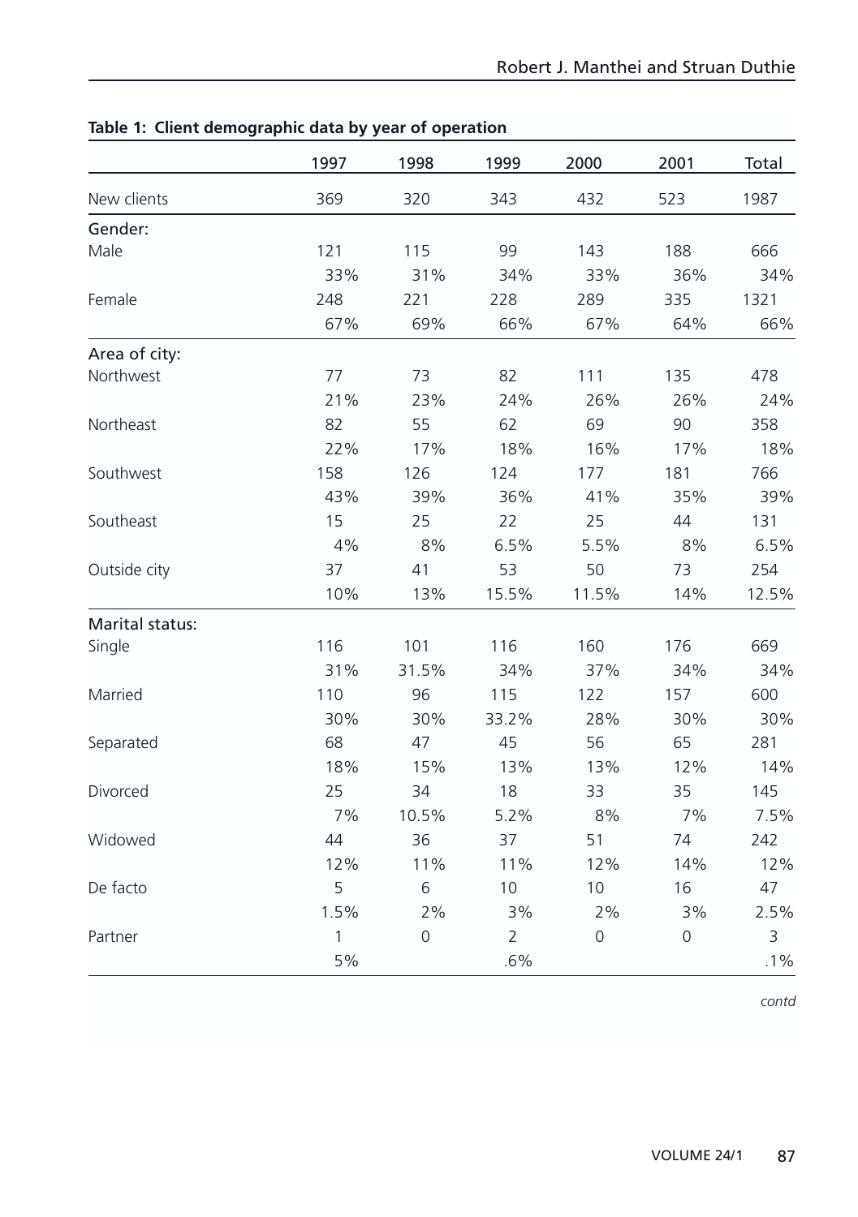**Table 1: Client demographic data by year of operation**

| | 1997 | 1998 | 1999 | 2000 | 2001 | Total |
|---|---|---|---|---|---|---|
| New clients | 369 | 320 | 343 | 432 | 523 | 1987 |
| **Gender:** | | | | | | |
| Male | 121 | 115 | 99 | 143 | 188 | 666 |
| | 33% | 31% | 34% | 33% | 36% | 34% |
| Female | 248 | 221 | 228 | 289 | 335 | 1321 |
| | 67% | 69% | 66% | 67% | 64% | 66% |
| **Area of city:** | | | | | | |
| Northwest | 77 | 73 | 82 | 111 | 135 | 478 |
| | 21% | 23% | 24% | 26% | 26% | 24% |
| Northeast | 82 | 55 | 62 | 69 | 90 | 358 |
| | 22% | 17% | 18% | 16% | 17% | 18% |
| Southwest | 158 | 126 | 124 | 177 | 181 | 766 |
| | 43% | 39% | 36% | 41% | 35% | 39% |
| Southeast | 15 | 25 | 22 | 25 | 44 | 131 |
| | 4% | 8% | 6.5% | 5.5% | 8% | 6.5% |
| Outside city | 37 | 41 | 53 | 50 | 73 | 254 |
| | 10% | 13% | 15.5% | 11.5% | 14% | 12.5% |
| **Marital status:** | | | | | | |
| Single | 116 | 101 | 116 | 160 | 176 | 669 |
| | 31% | 31.5% | 34% | 37% | 34% | 34% |
| Married | 110 | 96 | 115 | 122 | 157 | 600 |
| | 30% | 30% | 33.2% | 28% | 30% | 30% |
| Separated | 68 | 47 | 45 | 56 | 65 | 281 |
| | 18% | 15% | 13% | 13% | 12% | 14% |
| Divorced | 25 | 34 | 18 | 33 | 35 | 145 |
| | 7% | 10.5% | 5.2% | 8% | 7% | 7.5% |
| Widowed | 44 | 36 | 37 | 51 | 74 | 242 |
| | 12% | 11% | 11% | 12% | 14% | 12% |
| De facto | 5 | 6 | 10 | 10 | 16 | 47 |
| | 1.5% | 2% | 3% | 2% | 3% | 2.5% |
| Partner | 1 | 0 | 2 | 0 | 0 | 3 |
| | 5% | | .6% | | | .1% |

*contd*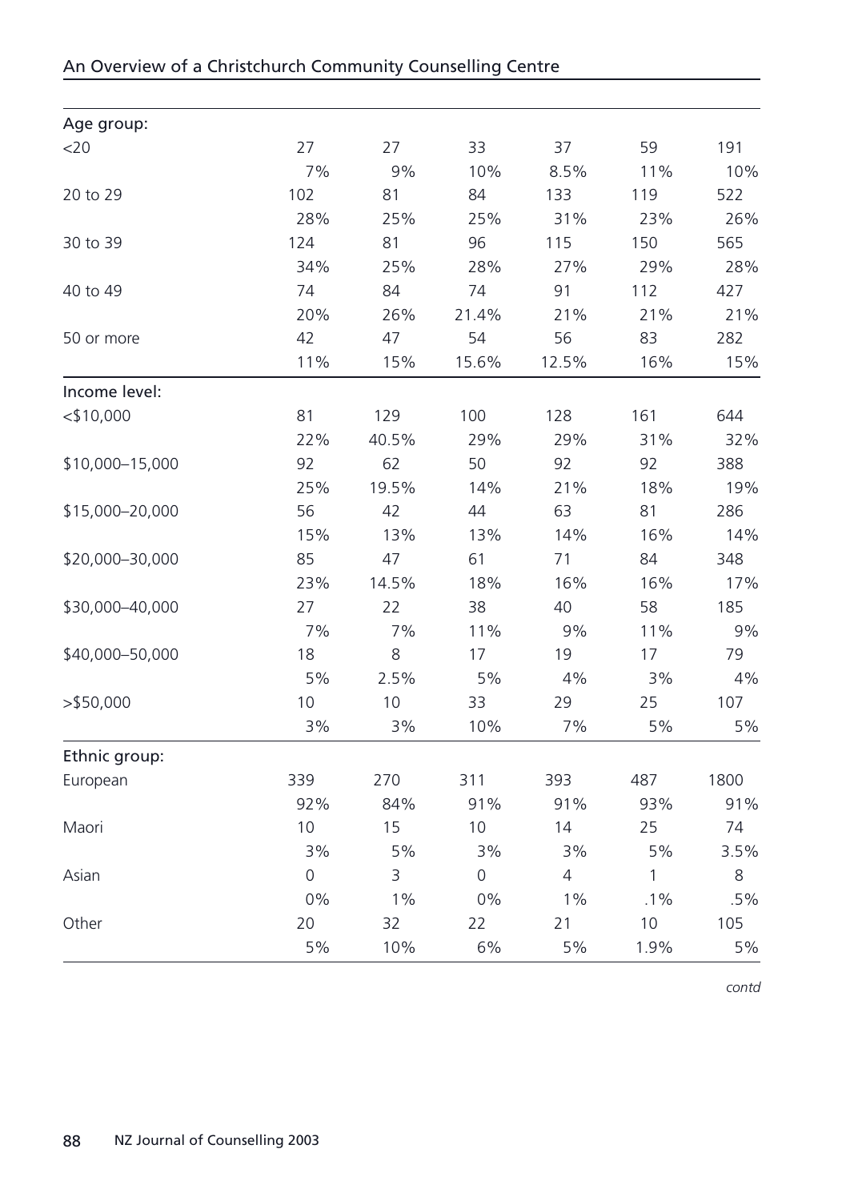| | | | | | | |
|---|---|---|---|---|---|---|
| Age group: | | | | | | |
| <20 | 27 | 27 | 33 | 37 | 59 | 191 |
| | 7% | 9% | 10% | 8.5% | 11% | 10% |
| 20 to 29 | 102 | 81 | 84 | 133 | 119 | 522 |
| | 28% | 25% | 25% | 31% | 23% | 26% |
| 30 to 39 | 124 | 81 | 96 | 115 | 150 | 565 |
| | 34% | 25% | 28% | 27% | 29% | 28% |
| 40 to 49 | 74 | 84 | 74 | 91 | 112 | 427 |
| | 20% | 26% | 21.4% | 21% | 21% | 21% |
| 50 or more | 42 | 47 | 54 | 56 | 83 | 282 |
| | 11% | 15% | 15.6% | 12.5% | 16% | 15% |
| Income level: | | | | | | |
| <$10,000 | 81 | 129 | 100 | 128 | 161 | 644 |
| | 22% | 40.5% | 29% | 29% | 31% | 32% |
| $10,000–15,000 | 92 | 62 | 50 | 92 | 92 | 388 |
| | 25% | 19.5% | 14% | 21% | 18% | 19% |
| $15,000–20,000 | 56 | 42 | 44 | 63 | 81 | 286 |
| | 15% | 13% | 13% | 14% | 16% | 14% |
| $20,000–30,000 | 85 | 47 | 61 | 71 | 84 | 348 |
| | 23% | 14.5% | 18% | 16% | 16% | 17% |
| $30,000–40,000 | 27 | 22 | 38 | 40 | 58 | 185 |
| | 7% | 7% | 11% | 9% | 11% | 9% |
| $40,000–50,000 | 18 | 8 | 17 | 19 | 17 | 79 |
| | 5% | 2.5% | 5% | 4% | 3% | 4% |
| >$50,000 | 10 | 10 | 33 | 29 | 25 | 107 |
| | 3% | 3% | 10% | 7% | 5% | 5% |
| Ethnic group: | | | | | | |
| European | 339 | 270 | 311 | 393 | 487 | 1800 |
| | 92% | 84% | 91% | 91% | 93% | 91% |
| Maori | 10 | 15 | 10 | 14 | 25 | 74 |
| | 3% | 5% | 3% | 3% | 5% | 3.5% |
| Asian | 0 | 3 | 0 | 4 | 1 | 8 |
| | 0% | 1% | 0% | 1% | .1% | .5% |
| Other | 20 | 32 | 22 | 21 | 10 | 105 |
| | 5% | 10% | 6% | 5% | 1.9% | 5% |

*contd*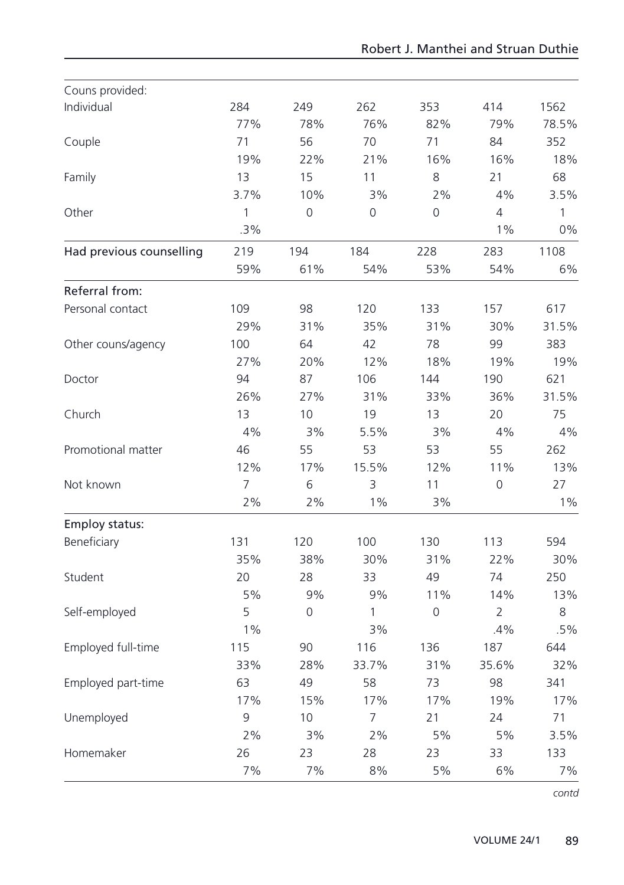| | | | | | | |
|---|---|---|---|---|---|---|
| Couns provided: | | | | | | |
| Individual | 284 | 249 | 262 | 353 | 414 | 1562 |
| | 77% | 78% | 76% | 82% | 79% | 78.5% |
| Couple | 71 | 56 | 70 | 71 | 84 | 352 |
| | 19% | 22% | 21% | 16% | 16% | 18% |
| Family | 13 | 15 | 11 | 8 | 21 | 68 |
| | 3.7% | 10% | 3% | 2% | 4% | 3.5% |
| Other | 1 | 0 | 0 | 0 | 4 | 1 |
| | .3% | | | | 1% | 0% |
| **Had previous counselling** | 219 | 194 | 184 | 228 | 283 | 1108 |
| | 59% | 61% | 54% | 53% | 54% | 6% |
| **Referral from:** | | | | | | |
| Personal contact | 109 | 98 | 120 | 133 | 157 | 617 |
| | 29% | 31% | 35% | 31% | 30% | 31.5% |
| Other couns/agency | 100 | 64 | 42 | 78 | 99 | 383 |
| | 27% | 20% | 12% | 18% | 19% | 19% |
| Doctor | 94 | 87 | 106 | 144 | 190 | 621 |
| | 26% | 27% | 31% | 33% | 36% | 31.5% |
| Church | 13 | 10 | 19 | 13 | 20 | 75 |
| | 4% | 3% | 5.5% | 3% | 4% | 4% |
| Promotional matter | 46 | 55 | 53 | 53 | 55 | 262 |
| | 12% | 17% | 15.5% | 12% | 11% | 13% |
| Not known | 7 | 6 | 3 | 11 | 0 | 27 |
| | 2% | 2% | 1% | 3% | | 1% |
| **Employ status:** | | | | | | |
| Beneficiary | 131 | 120 | 100 | 130 | 113 | 594 |
| | 35% | 38% | 30% | 31% | 22% | 30% |
| Student | 20 | 28 | 33 | 49 | 74 | 250 |
| | 5% | 9% | 9% | 11% | 14% | 13% |
| Self-employed | 5 | 0 | 1 | 0 | 2 | 8 |
| | 1% | | 3% | | .4% | .5% |
| Employed full-time | 115 | 90 | 116 | 136 | 187 | 644 |
| | 33% | 28% | 33.7% | 31% | 35.6% | 32% |
| Employed part-time | 63 | 49 | 58 | 73 | 98 | 341 |
| | 17% | 15% | 17% | 17% | 19% | 17% |
| Unemployed | 9 | 10 | 7 | 21 | 24 | 71 |
| | 2% | 3% | 2% | 5% | 5% | 3.5% |
| Homemaker | 26 | 23 | 28 | 23 | 33 | 133 |
| | 7% | 7% | 8% | 5% | 6% | 7% |

*contd*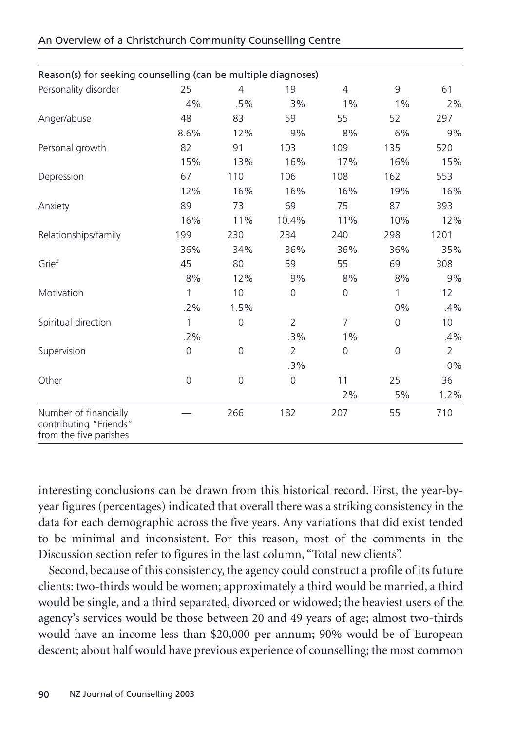| Reason(s) for seeking counselling (can be multiple diagnoses) | | | | | | |
|---|---|---|---|---|---|---|
| Personality disorder | 25 | 4 | 19 | 4 | 9 | 61 |
| | 4% | .5% | 3% | 1% | 1% | 2% |
| Anger/abuse | 48 | 83 | 59 | 55 | 52 | 297 |
| | 8.6% | 12% | 9% | 8% | 6% | 9% |
| Personal growth | 82 | 91 | 103 | 109 | 135 | 520 |
| | 15% | 13% | 16% | 17% | 16% | 15% |
| Depression | 67 | 110 | 106 | 108 | 162 | 553 |
| | 12% | 16% | 16% | 16% | 19% | 16% |
| Anxiety | 89 | 73 | 69 | 75 | 87 | 393 |
| | 16% | 11% | 10.4% | 11% | 10% | 12% |
| Relationships/family | 199 | 230 | 234 | 240 | 298 | 1201 |
| | 36% | 34% | 36% | 36% | 36% | 35% |
| Grief | 45 | 80 | 59 | 55 | 69 | 308 |
| | 8% | 12% | 9% | 8% | 8% | 9% |
| Motivation | 1 | 10 | 0 | 0 | 1 | 12 |
| | .2% | 1.5% | | | 0% | .4% |
| Spiritual direction | 1 | 0 | 2 | 7 | 0 | 10 |
| | .2% | | .3% | 1% | | .4% |
| Supervision | 0 | 0 | 2 | 0 | 0 | 2 |
| | | | .3% | | | 0% |
| Other | 0 | 0 | 0 | 11 | 25 | 36 |
| | | | | 2% | 5% | 1.2% |
| Number of financially contributing "Friends" from the five parishes | — | 266 | 182 | 207 | 55 | 710 |

interesting conclusions can be drawn from this historical record. First, the year-by-year figures (percentages) indicated that overall there was a striking consistency in the data for each demographic across the five years. Any variations that did exist tended to be minimal and inconsistent. For this reason, most of the comments in the Discussion section refer to figures in the last column, "Total new clients".

Second, because of this consistency, the agency could construct a profile of its future clients: two-thirds would be women; approximately a third would be married, a third would be single, and a third separated, divorced or widowed; the heaviest users of the agency's services would be those between 20 and 49 years of age; almost two-thirds would have an income less than $20,000 per annum; 90% would be of European descent; about half would have previous experience of counselling; the most common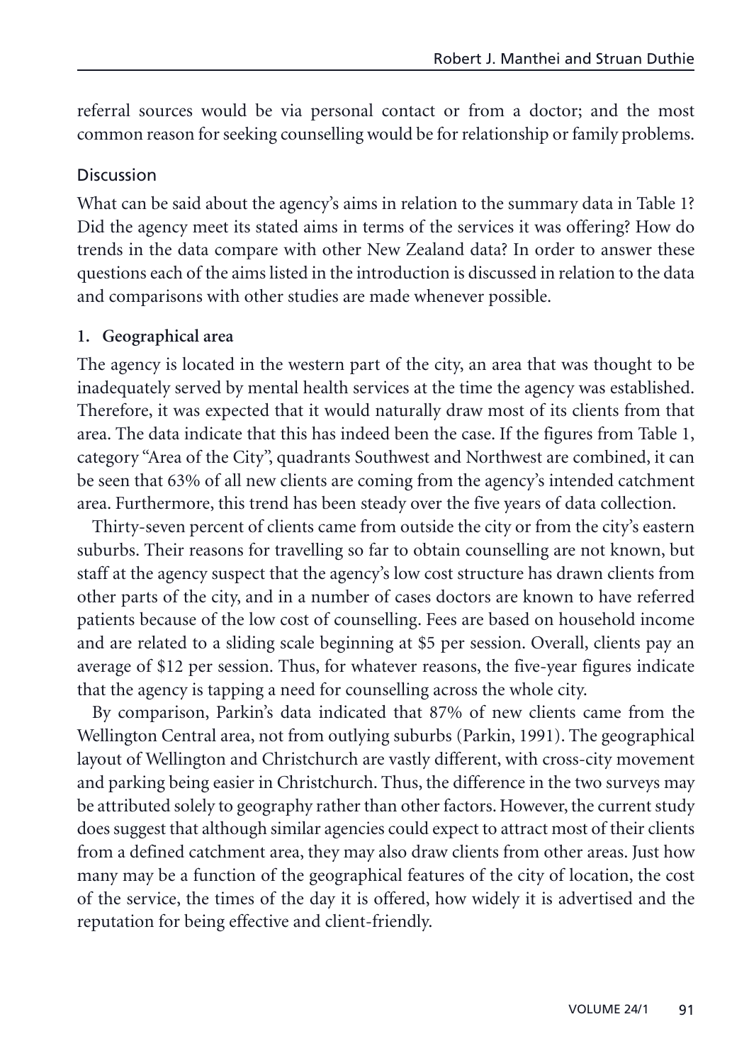referral sources would be via personal contact or from a doctor; and the most common reason for seeking counselling would be for relationship or family problems.

## Discussion

What can be said about the agency's aims in relation to the summary data in Table 1? Did the agency meet its stated aims in terms of the services it was offering? How do trends in the data compare with other New Zealand data? In order to answer these questions each of the aims listed in the introduction is discussed in relation to the data and comparisons with other studies are made whenever possible.

### 1. Geographical area

The agency is located in the western part of the city, an area that was thought to be inadequately served by mental health services at the time the agency was established. Therefore, it was expected that it would naturally draw most of its clients from that area. The data indicate that this has indeed been the case. If the figures from Table 1, category "Area of the City", quadrants Southwest and Northwest are combined, it can be seen that 63% of all new clients are coming from the agency's intended catchment area. Furthermore, this trend has been steady over the five years of data collection.

Thirty-seven percent of clients came from outside the city or from the city's eastern suburbs. Their reasons for travelling so far to obtain counselling are not known, but staff at the agency suspect that the agency's low cost structure has drawn clients from other parts of the city, and in a number of cases doctors are known to have referred patients because of the low cost of counselling. Fees are based on household income and are related to a sliding scale beginning at $5 per session. Overall, clients pay an average of $12 per session. Thus, for whatever reasons, the five-year figures indicate that the agency is tapping a need for counselling across the whole city.

By comparison, Parkin's data indicated that 87% of new clients came from the Wellington Central area, not from outlying suburbs (Parkin, 1991). The geographical layout of Wellington and Christchurch are vastly different, with cross-city movement and parking being easier in Christchurch. Thus, the difference in the two surveys may be attributed solely to geography rather than other factors. However, the current study does suggest that although similar agencies could expect to attract most of their clients from a defined catchment area, they may also draw clients from other areas. Just how many may be a function of the geographical features of the city of location, the cost of the service, the times of the day it is offered, how widely it is advertised and the reputation for being effective and client-friendly.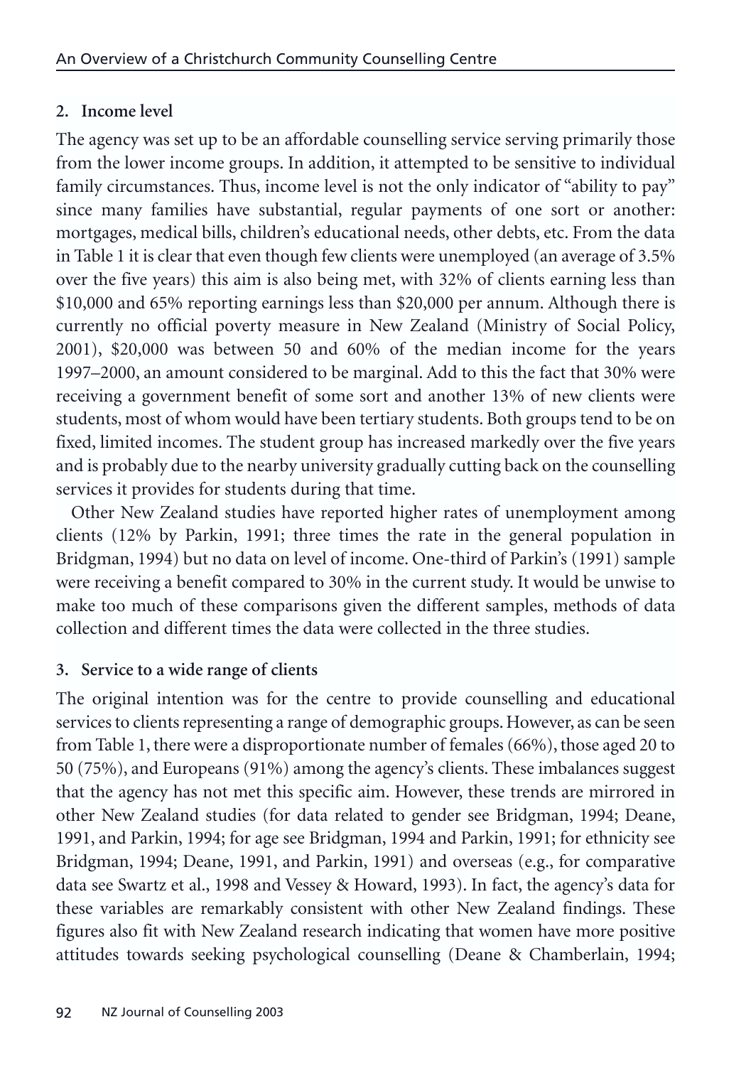**2. Income level**

The agency was set up to be an affordable counselling service serving primarily those from the lower income groups. In addition, it attempted to be sensitive to individual family circumstances. Thus, income level is not the only indicator of "ability to pay" since many families have substantial, regular payments of one sort or another: mortgages, medical bills, children's educational needs, other debts, etc. From the data in Table 1 it is clear that even though few clients were unemployed (an average of 3.5% over the five years) this aim is also being met, with 32% of clients earning less than \$10,000 and 65% reporting earnings less than \$20,000 per annum. Although there is currently no official poverty measure in New Zealand (Ministry of Social Policy, 2001), \$20,000 was between 50 and 60% of the median income for the years 1997–2000, an amount considered to be marginal. Add to this the fact that 30% were receiving a government benefit of some sort and another 13% of new clients were students, most of whom would have been tertiary students. Both groups tend to be on fixed, limited incomes. The student group has increased markedly over the five years and is probably due to the nearby university gradually cutting back on the counselling services it provides for students during that time.

Other New Zealand studies have reported higher rates of unemployment among clients (12% by Parkin, 1991; three times the rate in the general population in Bridgman, 1994) but no data on level of income. One-third of Parkin's (1991) sample were receiving a benefit compared to 30% in the current study. It would be unwise to make too much of these comparisons given the different samples, methods of data collection and different times the data were collected in the three studies.

**3. Service to a wide range of clients**

The original intention was for the centre to provide counselling and educational services to clients representing a range of demographic groups. However, as can be seen from Table 1, there were a disproportionate number of females (66%), those aged 20 to 50 (75%), and Europeans (91%) among the agency's clients. These imbalances suggest that the agency has not met this specific aim. However, these trends are mirrored in other New Zealand studies (for data related to gender see Bridgman, 1994; Deane, 1991, and Parkin, 1994; for age see Bridgman, 1994 and Parkin, 1991; for ethnicity see Bridgman, 1994; Deane, 1991, and Parkin, 1991) and overseas (e.g., for comparative data see Swartz et al., 1998 and Vessey & Howard, 1993). In fact, the agency's data for these variables are remarkably consistent with other New Zealand findings. These figures also fit with New Zealand research indicating that women have more positive attitudes towards seeking psychological counselling (Deane & Chamberlain, 1994;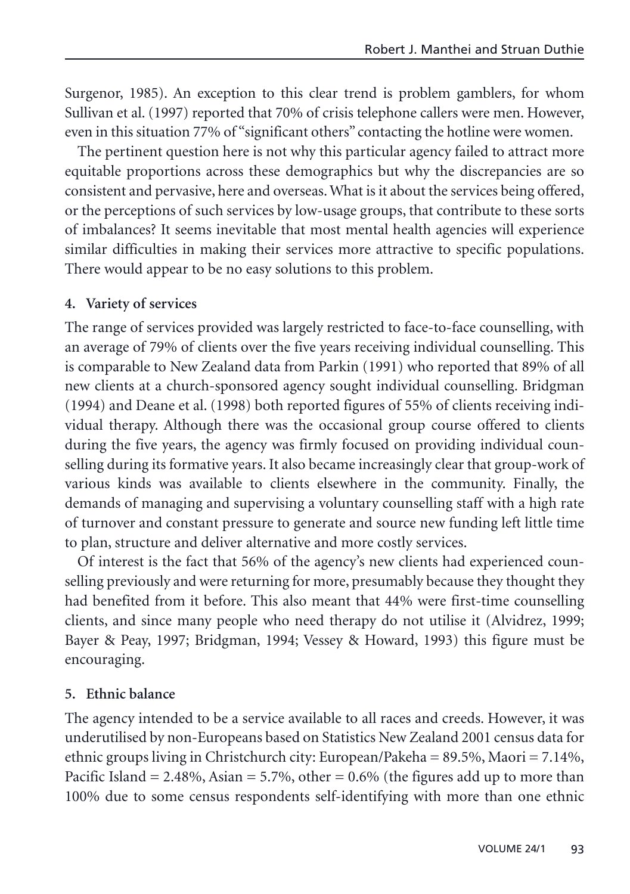Surgenor, 1985). An exception to this clear trend is problem gamblers, for whom Sullivan et al. (1997) reported that 70% of crisis telephone callers were men. However, even in this situation 77% of "significant others" contacting the hotline were women.

The pertinent question here is not why this particular agency failed to attract more equitable proportions across these demographics but why the discrepancies are so consistent and pervasive, here and overseas. What is it about the services being offered, or the perceptions of such services by low-usage groups, that contribute to these sorts of imbalances? It seems inevitable that most mental health agencies will experience similar difficulties in making their services more attractive to specific populations. There would appear to be no easy solutions to this problem.

**4. Variety of services**

The range of services provided was largely restricted to face-to-face counselling, with an average of 79% of clients over the five years receiving individual counselling. This is comparable to New Zealand data from Parkin (1991) who reported that 89% of all new clients at a church-sponsored agency sought individual counselling. Bridgman (1994) and Deane et al. (1998) both reported figures of 55% of clients receiving individual therapy. Although there was the occasional group course offered to clients during the five years, the agency was firmly focused on providing individual counselling during its formative years. It also became increasingly clear that group-work of various kinds was available to clients elsewhere in the community. Finally, the demands of managing and supervising a voluntary counselling staff with a high rate of turnover and constant pressure to generate and source new funding left little time to plan, structure and deliver alternative and more costly services.

Of interest is the fact that 56% of the agency's new clients had experienced counselling previously and were returning for more, presumably because they thought they had benefited from it before. This also meant that 44% were first-time counselling clients, and since many people who need therapy do not utilise it (Alvidrez, 1999; Bayer & Peay, 1997; Bridgman, 1994; Vessey & Howard, 1993) this figure must be encouraging.

**5. Ethnic balance**

The agency intended to be a service available to all races and creeds. However, it was underutilised by non-Europeans based on Statistics New Zealand 2001 census data for ethnic groups living in Christchurch city: European/Pakeha = 89.5%, Maori = 7.14%, Pacific Island = 2.48%, Asian = 5.7%, other = 0.6% (the figures add up to more than 100% due to some census respondents self-identifying with more than one ethnic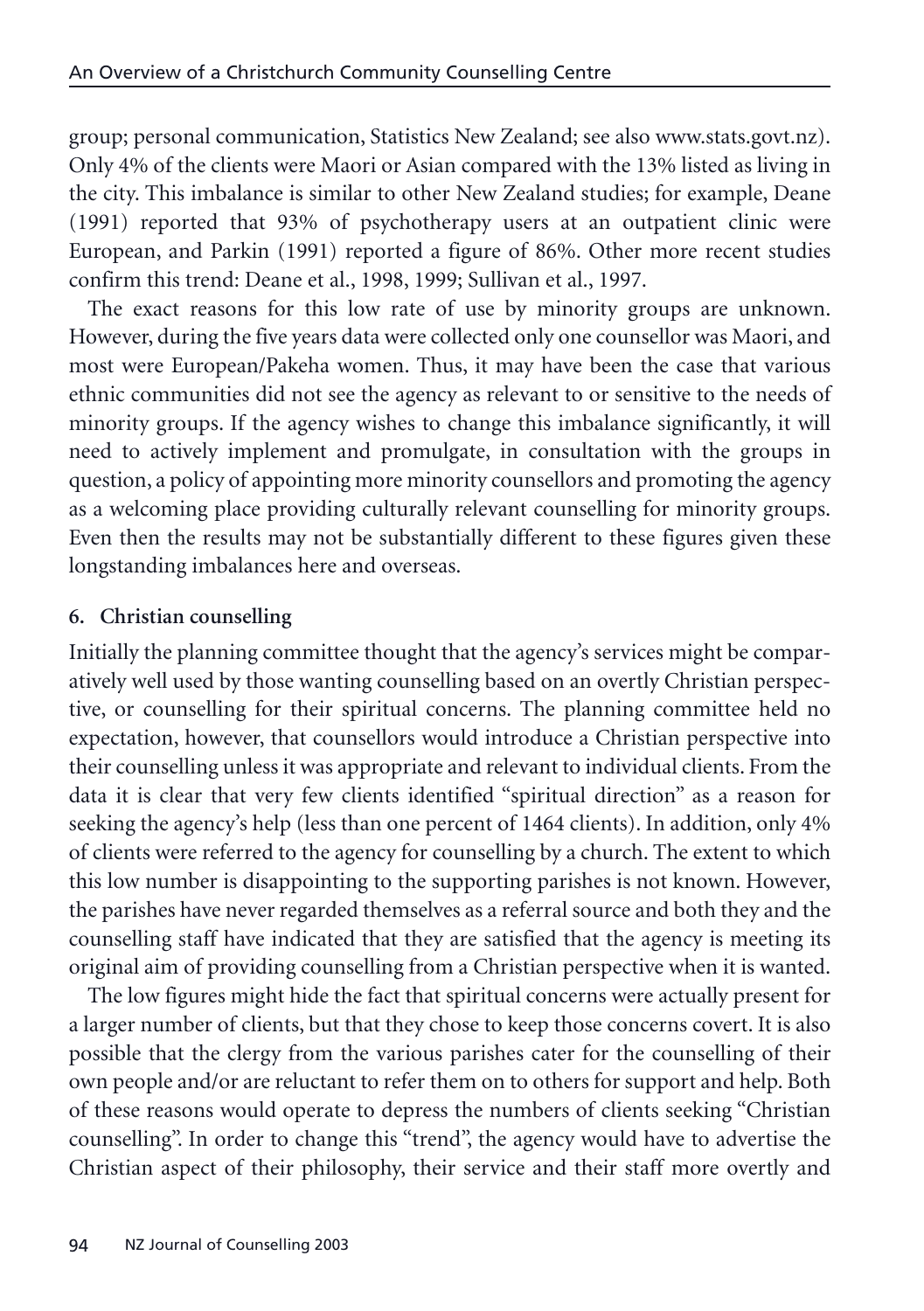group; personal communication, Statistics New Zealand; see also www.stats.govt.nz). Only 4% of the clients were Maori or Asian compared with the 13% listed as living in the city. This imbalance is similar to other New Zealand studies; for example, Deane (1991) reported that 93% of psychotherapy users at an outpatient clinic were European, and Parkin (1991) reported a figure of 86%. Other more recent studies confirm this trend: Deane et al., 1998, 1999; Sullivan et al., 1997.

The exact reasons for this low rate of use by minority groups are unknown. However, during the five years data were collected only one counsellor was Maori, and most were European/Pakeha women. Thus, it may have been the case that various ethnic communities did not see the agency as relevant to or sensitive to the needs of minority groups. If the agency wishes to change this imbalance significantly, it will need to actively implement and promulgate, in consultation with the groups in question, a policy of appointing more minority counsellors and promoting the agency as a welcoming place providing culturally relevant counselling for minority groups. Even then the results may not be substantially different to these figures given these longstanding imbalances here and overseas.

**6. Christian counselling**

Initially the planning committee thought that the agency's services might be comparatively well used by those wanting counselling based on an overtly Christian perspective, or counselling for their spiritual concerns. The planning committee held no expectation, however, that counsellors would introduce a Christian perspective into their counselling unless it was appropriate and relevant to individual clients. From the data it is clear that very few clients identified "spiritual direction" as a reason for seeking the agency's help (less than one percent of 1464 clients). In addition, only 4% of clients were referred to the agency for counselling by a church. The extent to which this low number is disappointing to the supporting parishes is not known. However, the parishes have never regarded themselves as a referral source and both they and the counselling staff have indicated that they are satisfied that the agency is meeting its original aim of providing counselling from a Christian perspective when it is wanted.

The low figures might hide the fact that spiritual concerns were actually present for a larger number of clients, but that they chose to keep those concerns covert. It is also possible that the clergy from the various parishes cater for the counselling of their own people and/or are reluctant to refer them on to others for support and help. Both of these reasons would operate to depress the numbers of clients seeking "Christian counselling". In order to change this "trend", the agency would have to advertise the Christian aspect of their philosophy, their service and their staff more overtly and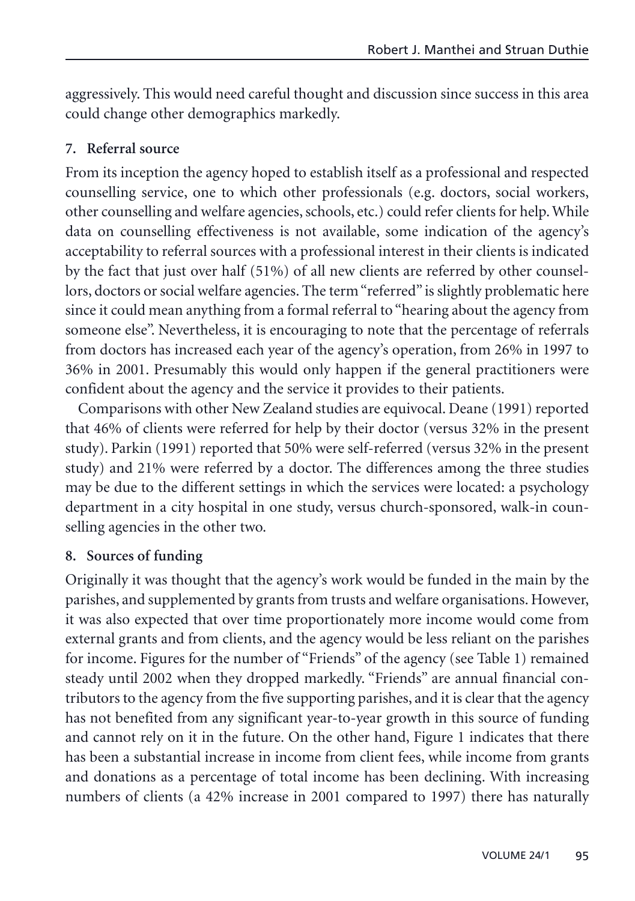aggressively. This would need careful thought and discussion since success in this area could change other demographics markedly.

**7. Referral source**

From its inception the agency hoped to establish itself as a professional and respected counselling service, one to which other professionals (e.g. doctors, social workers, other counselling and welfare agencies, schools, etc.) could refer clients for help. While data on counselling effectiveness is not available, some indication of the agency's acceptability to referral sources with a professional interest in their clients is indicated by the fact that just over half (51%) of all new clients are referred by other counsellors, doctors or social welfare agencies. The term "referred" is slightly problematic here since it could mean anything from a formal referral to "hearing about the agency from someone else". Nevertheless, it is encouraging to note that the percentage of referrals from doctors has increased each year of the agency's operation, from 26% in 1997 to 36% in 2001. Presumably this would only happen if the general practitioners were confident about the agency and the service it provides to their patients.

Comparisons with other New Zealand studies are equivocal. Deane (1991) reported that 46% of clients were referred for help by their doctor (versus 32% in the present study). Parkin (1991) reported that 50% were self-referred (versus 32% in the present study) and 21% were referred by a doctor. The differences among the three studies may be due to the different settings in which the services were located: a psychology department in a city hospital in one study, versus church-sponsored, walk-in counselling agencies in the other two.

**8. Sources of funding**

Originally it was thought that the agency's work would be funded in the main by the parishes, and supplemented by grants from trusts and welfare organisations. However, it was also expected that over time proportionately more income would come from external grants and from clients, and the agency would be less reliant on the parishes for income. Figures for the number of "Friends" of the agency (see Table 1) remained steady until 2002 when they dropped markedly. "Friends" are annual financial contributors to the agency from the five supporting parishes, and it is clear that the agency has not benefited from any significant year-to-year growth in this source of funding and cannot rely on it in the future. On the other hand, Figure 1 indicates that there has been a substantial increase in income from client fees, while income from grants and donations as a percentage of total income has been declining. With increasing numbers of clients (a 42% increase in 2001 compared to 1997) there has naturally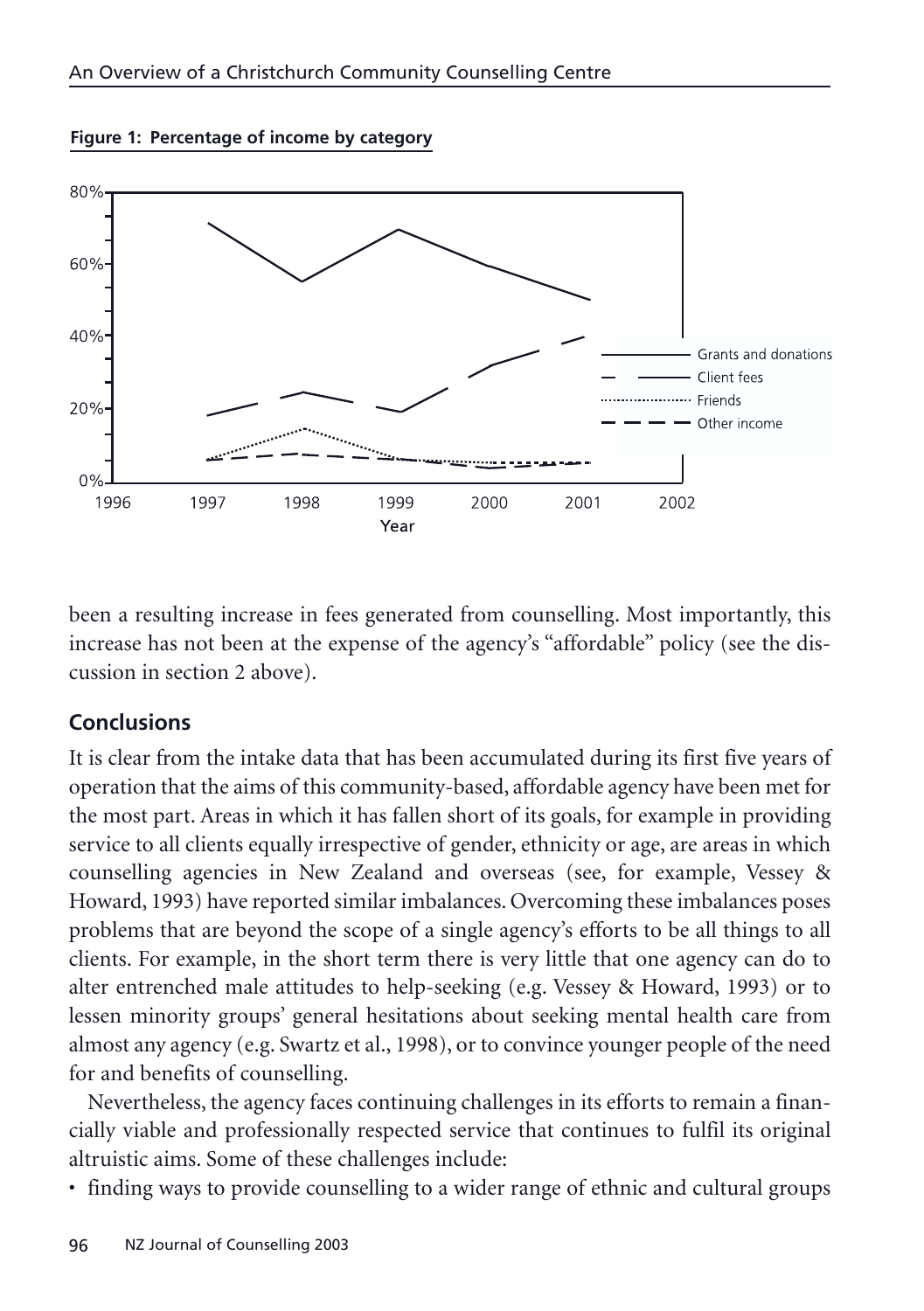**Figure 1: Percentage of income by category**

been a resulting increase in fees generated from counselling. Most importantly, this increase has not been at the expense of the agency's "affordable" policy (see the discussion in section 2 above).

## Conclusions

It is clear from the intake data that has been accumulated during its first five years of operation that the aims of this community-based, affordable agency have been met for the most part. Areas in which it has fallen short of its goals, for example in providing service to all clients equally irrespective of gender, ethnicity or age, are areas in which counselling agencies in New Zealand and overseas (see, for example, Vessey & Howard, 1993) have reported similar imbalances. Overcoming these imbalances poses problems that are beyond the scope of a single agency's efforts to be all things to all clients. For example, in the short term there is very little that one agency can do to alter entrenched male attitudes to help-seeking (e.g. Vessey & Howard, 1993) or to lessen minority groups' general hesitations about seeking mental health care from almost any agency (e.g. Swartz et al., 1998), or to convince younger people of the need for and benefits of counselling.

Nevertheless, the agency faces continuing challenges in its efforts to remain a financially viable and professionally respected service that continues to fulfil its original altruistic aims. Some of these challenges include:

- finding ways to provide counselling to a wider range of ethnic and cultural groups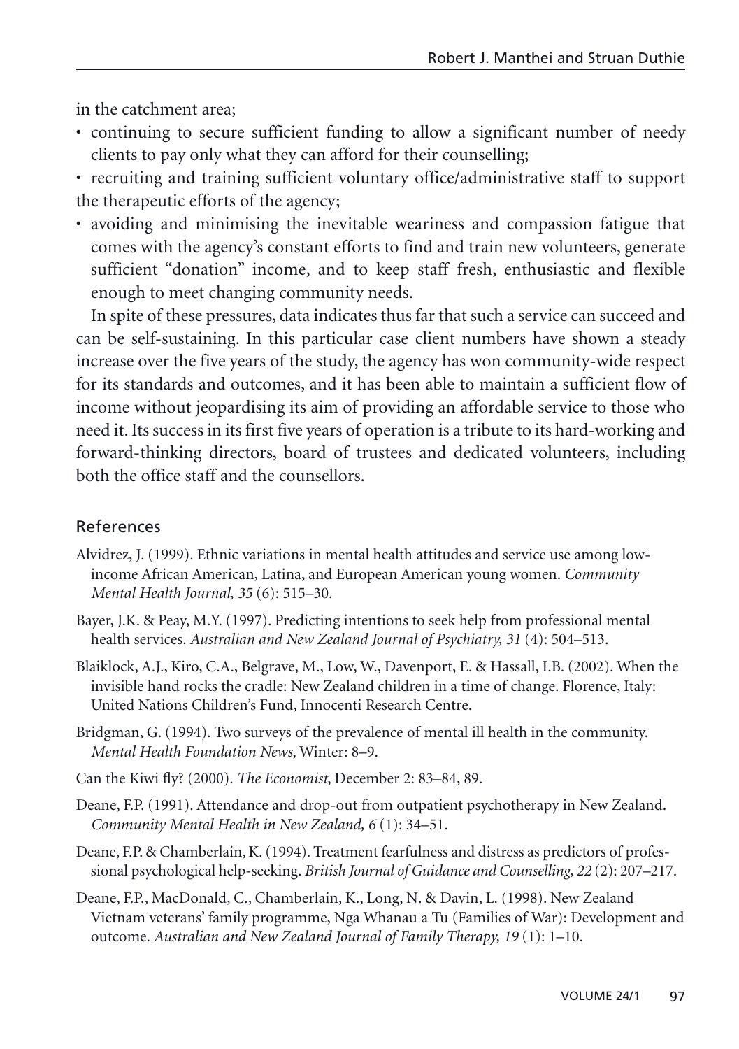in the catchment area;

- continuing to secure sufficient funding to allow a significant number of needy clients to pay only what they can afford for their counselling;
- recruiting and training sufficient voluntary office/administrative staff to support the therapeutic efforts of the agency;
- avoiding and minimising the inevitable weariness and compassion fatigue that comes with the agency's constant efforts to find and train new volunteers, generate sufficient "donation" income, and to keep staff fresh, enthusiastic and flexible enough to meet changing community needs.

In spite of these pressures, data indicates thus far that such a service can succeed and can be self-sustaining. In this particular case client numbers have shown a steady increase over the five years of the study, the agency has won community-wide respect for its standards and outcomes, and it has been able to maintain a sufficient flow of income without jeopardising its aim of providing an affordable service to those who need it. Its success in its first five years of operation is a tribute to its hard-working and forward-thinking directors, board of trustees and dedicated volunteers, including both the office staff and the counsellors.

## References

Alvidrez, J. (1999). Ethnic variations in mental health attitudes and service use among low-income African American, Latina, and European American young women. *Community Mental Health Journal, 35* (6): 515–30.

Bayer, J.K. & Peay, M.Y. (1997). Predicting intentions to seek help from professional mental health services. *Australian and New Zealand Journal of Psychiatry, 31* (4): 504–513.

Blaiklock, A.J., Kiro, C.A., Belgrave, M., Low, W., Davenport, E. & Hassall, I.B. (2002). When the invisible hand rocks the cradle: New Zealand children in a time of change. Florence, Italy: United Nations Children's Fund, Innocenti Research Centre.

Bridgman, G. (1994). Two surveys of the prevalence of mental ill health in the community. *Mental Health Foundation News*, Winter: 8–9.

Can the Kiwi fly? (2000). *The Economist*, December 2: 83–84, 89.

Deane, F.P. (1991). Attendance and drop-out from outpatient psychotherapy in New Zealand. *Community Mental Health in New Zealand, 6* (1): 34–51.

Deane, F.P. & Chamberlain, K. (1994). Treatment fearfulness and distress as predictors of professional psychological help-seeking. *British Journal of Guidance and Counselling, 22* (2): 207–217.

Deane, F.P., MacDonald, C., Chamberlain, K., Long, N. & Davin, L. (1998). New Zealand Vietnam veterans' family programme, Nga Whanau a Tu (Families of War): Development and outcome. *Australian and New Zealand Journal of Family Therapy, 19* (1): 1–10.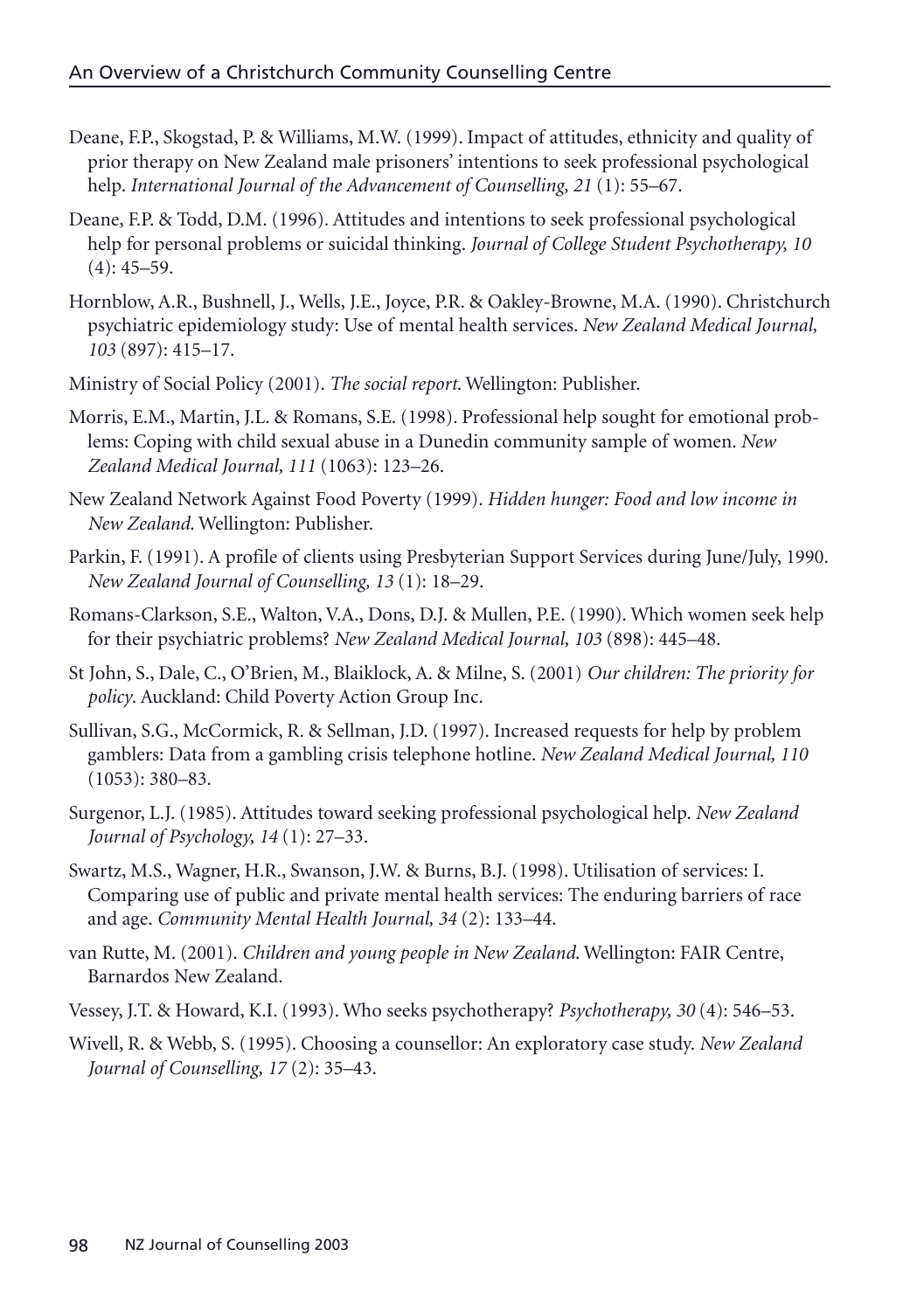Deane, F.P., Skogstad, P. & Williams, M.W. (1999). Impact of attitudes, ethnicity and quality of prior therapy on New Zealand male prisoners' intentions to seek professional psychological help. *International Journal of the Advancement of Counselling, 21* (1): 55–67.

Deane, F.P. & Todd, D.M. (1996). Attitudes and intentions to seek professional psychological help for personal problems or suicidal thinking. *Journal of College Student Psychotherapy, 10* (4): 45–59.

Hornblow, A.R., Bushnell, J., Wells, J.E., Joyce, P.R. & Oakley-Browne, M.A. (1990). Christchurch psychiatric epidemiology study: Use of mental health services. *New Zealand Medical Journal, 103* (897): 415–17.

Ministry of Social Policy (2001). *The social report.* Wellington: Publisher.

Morris, E.M., Martin, J.L. & Romans, S.E. (1998). Professional help sought for emotional problems: Coping with child sexual abuse in a Dunedin community sample of women. *New Zealand Medical Journal, 111* (1063): 123–26.

New Zealand Network Against Food Poverty (1999). *Hidden hunger: Food and low income in New Zealand.* Wellington: Publisher.

Parkin, F. (1991). A profile of clients using Presbyterian Support Services during June/July, 1990. *New Zealand Journal of Counselling, 13* (1): 18–29.

Romans-Clarkson, S.E., Walton, V.A., Dons, D.J. & Mullen, P.E. (1990). Which women seek help for their psychiatric problems? *New Zealand Medical Journal, 103* (898): 445–48.

St John, S., Dale, C., O'Brien, M., Blaiklock, A. & Milne, S. (2001) *Our children: The priority for policy.* Auckland: Child Poverty Action Group Inc.

Sullivan, S.G., McCormick, R. & Sellman, J.D. (1997). Increased requests for help by problem gamblers: Data from a gambling crisis telephone hotline. *New Zealand Medical Journal, 110* (1053): 380–83.

Surgenor, L.J. (1985). Attitudes toward seeking professional psychological help. *New Zealand Journal of Psychology, 14* (1): 27–33.

Swartz, M.S., Wagner, H.R., Swanson, J.W. & Burns, B.J. (1998). Utilisation of services: I. Comparing use of public and private mental health services: The enduring barriers of race and age. *Community Mental Health Journal, 34* (2): 133–44.

van Rutte, M. (2001). *Children and young people in New Zealand.* Wellington: FAIR Centre, Barnardos New Zealand.

Vessey, J.T. & Howard, K.I. (1993). Who seeks psychotherapy? *Psychotherapy, 30* (4): 546–53.

Wivell, R. & Webb, S. (1995). Choosing a counsellor: An exploratory case study. *New Zealand Journal of Counselling, 17* (2): 35–43.